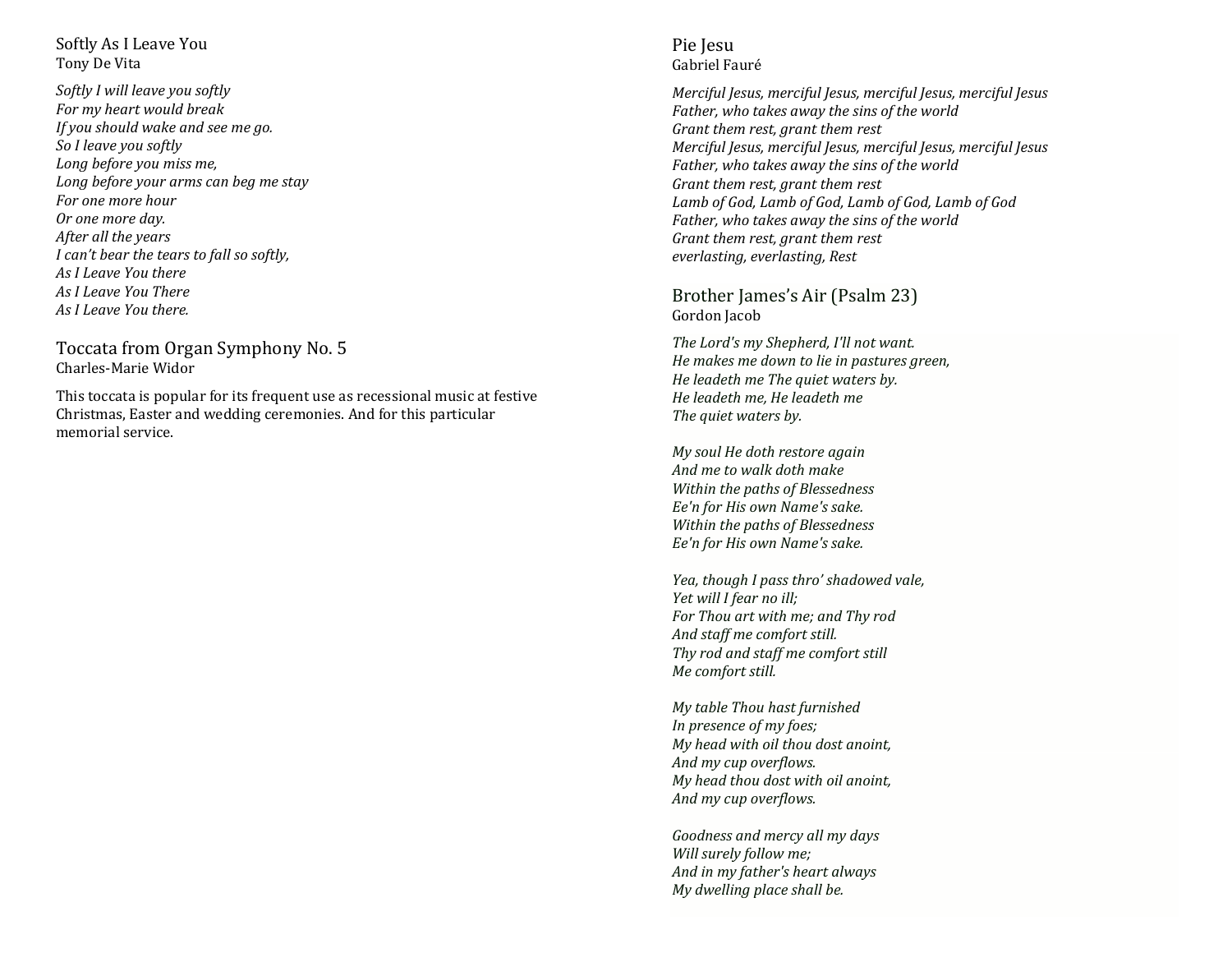## Softly As I Leave You
Tony De Vita

*Softly I will leave you softly*
*For my heart would break*
*If you should wake and see me go.*
*So I leave you softly*
*Long before you miss me,*
*Long before your arms can beg me stay*
*For one more hour*
*Or one more day.*
*After all the years*
*I can't bear the tears to fall so softly,*
*As I Leave You there*
*As I Leave You There*
*As I Leave You there.*

## Toccata from Organ Symphony No. 5
Charles-Marie Widor

This toccata is popular for its frequent use as recessional music at festive Christmas, Easter and wedding ceremonies. And for this particular memorial service.

## Pie Jesu
Gabriel Fauré

*Merciful Jesus, merciful Jesus, merciful Jesus, merciful Jesus*
*Father, who takes away the sins of the world*
*Grant them rest, grant them rest*
*Merciful Jesus, merciful Jesus, merciful Jesus, merciful Jesus*
*Father, who takes away the sins of the world*
*Grant them rest, grant them rest*
*Lamb of God, Lamb of God, Lamb of God, Lamb of God*
*Father, who takes away the sins of the world*
*Grant them rest, grant them rest*
*everlasting, everlasting, Rest*

## Brother James's Air (Psalm 23)
Gordon Jacob

*The Lord's my Shepherd, I'll not want.*
*He makes me down to lie in pastures green,*
*He leadeth me The quiet waters by.*
*He leadeth me, He leadeth me*
*The quiet waters by.*

*My soul He doth restore again*
*And me to walk doth make*
*Within the paths of Blessedness*
*Ee'n for His own Name's sake.*
*Within the paths of Blessedness*
*Ee'n for His own Name's sake.*

*Yea, though I pass thro' shadowed vale,*
*Yet will I fear no ill;*
*For Thou art with me; and Thy rod*
*And staff me comfort still.*
*Thy rod and staff me comfort still*
*Me comfort still.*

*My table Thou hast furnished*
*In presence of my foes;*
*My head with oil thou dost anoint,*
*And my cup overflows.*
*My head thou dost with oil anoint,*
*And my cup overflows.*

*Goodness and mercy all my days*
*Will surely follow me;*
*And in my father's heart always*
*My dwelling place shall be.*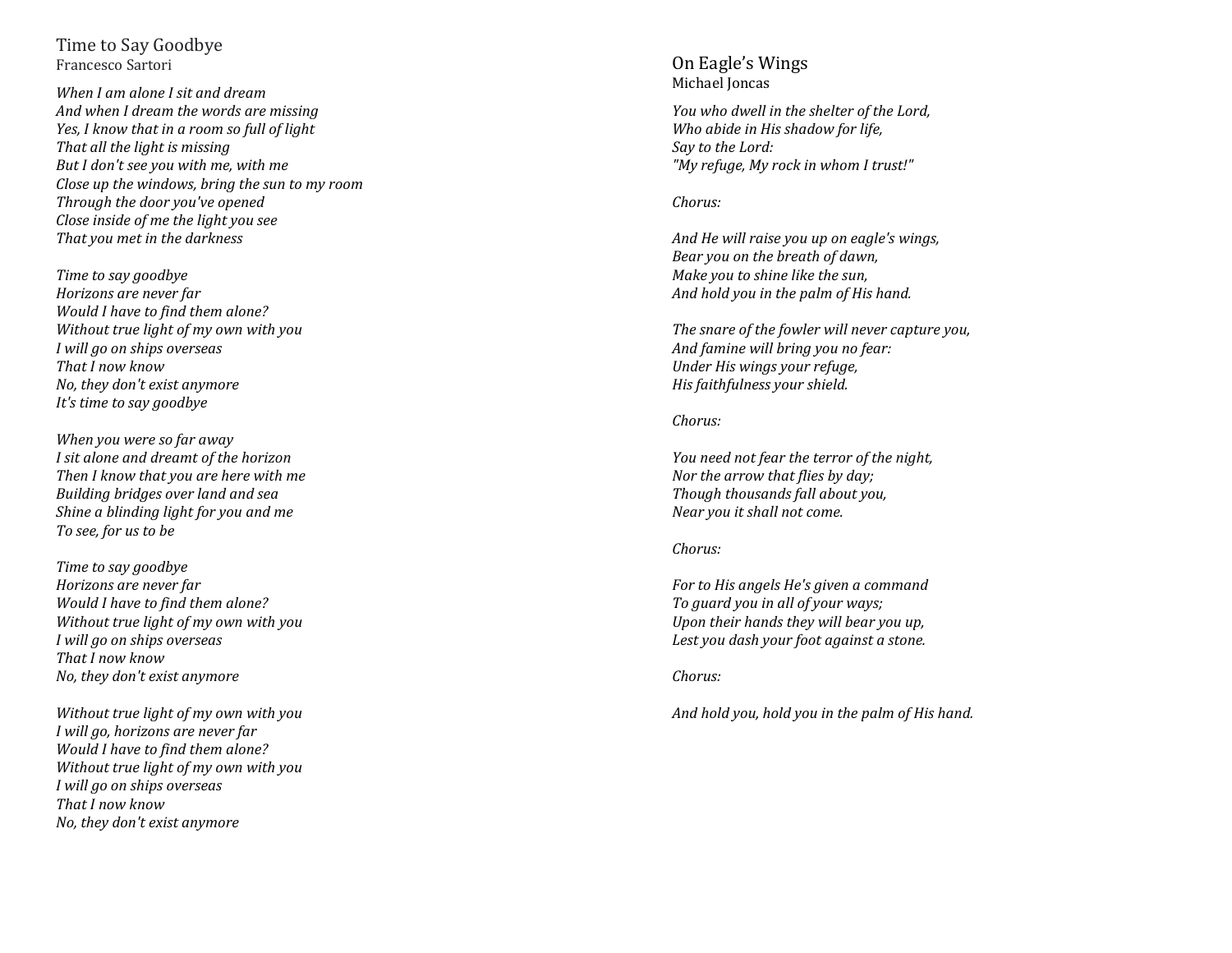## Time to Say Goodbye

Francesco Sartori

*When I am alone I sit and dream*
*And when I dream the words are missing*
*Yes, I know that in a room so full of light*
*That all the light is missing*
*But I don't see you with me, with me*
*Close up the windows, bring the sun to my room*
*Through the door you've opened*
*Close inside of me the light you see*
*That you met in the darkness*

*Time to say goodbye*
*Horizons are never far*
*Would I have to find them alone?*
*Without true light of my own with you*
*I will go on ships overseas*
*That I now know*
*No, they don't exist anymore*
*It's time to say goodbye*

*When you were so far away*
*I sit alone and dreamt of the horizon*
*Then I know that you are here with me*
*Building bridges over land and sea*
*Shine a blinding light for you and me*
*To see, for us to be*

*Time to say goodbye*
*Horizons are never far*
*Would I have to find them alone?*
*Without true light of my own with you*
*I will go on ships overseas*
*That I now know*
*No, they don't exist anymore*

*Without true light of my own with you*
*I will go, horizons are never far*
*Would I have to find them alone?*
*Without true light of my own with you*
*I will go on ships overseas*
*That I now know*
*No, they don't exist anymore*

## On Eagle's Wings

Michael Joncas

*You who dwell in the shelter of the Lord,*
*Who abide in His shadow for life,*
*Say to the Lord:*
*"My refuge, My rock in whom I trust!"*

*Chorus:*

*And He will raise you up on eagle's wings,*
*Bear you on the breath of dawn,*
*Make you to shine like the sun,*
*And hold you in the palm of His hand.*

*The snare of the fowler will never capture you,*
*And famine will bring you no fear:*
*Under His wings your refuge,*
*His faithfulness your shield.*

*Chorus:*

*You need not fear the terror of the night,*
*Nor the arrow that flies by day;*
*Though thousands fall about you,*
*Near you it shall not come.*

*Chorus:*

*For to His angels He's given a command*
*To guard you in all of your ways;*
*Upon their hands they will bear you up,*
*Lest you dash your foot against a stone.*

*Chorus:*

*And hold you, hold you in the palm of His hand.*